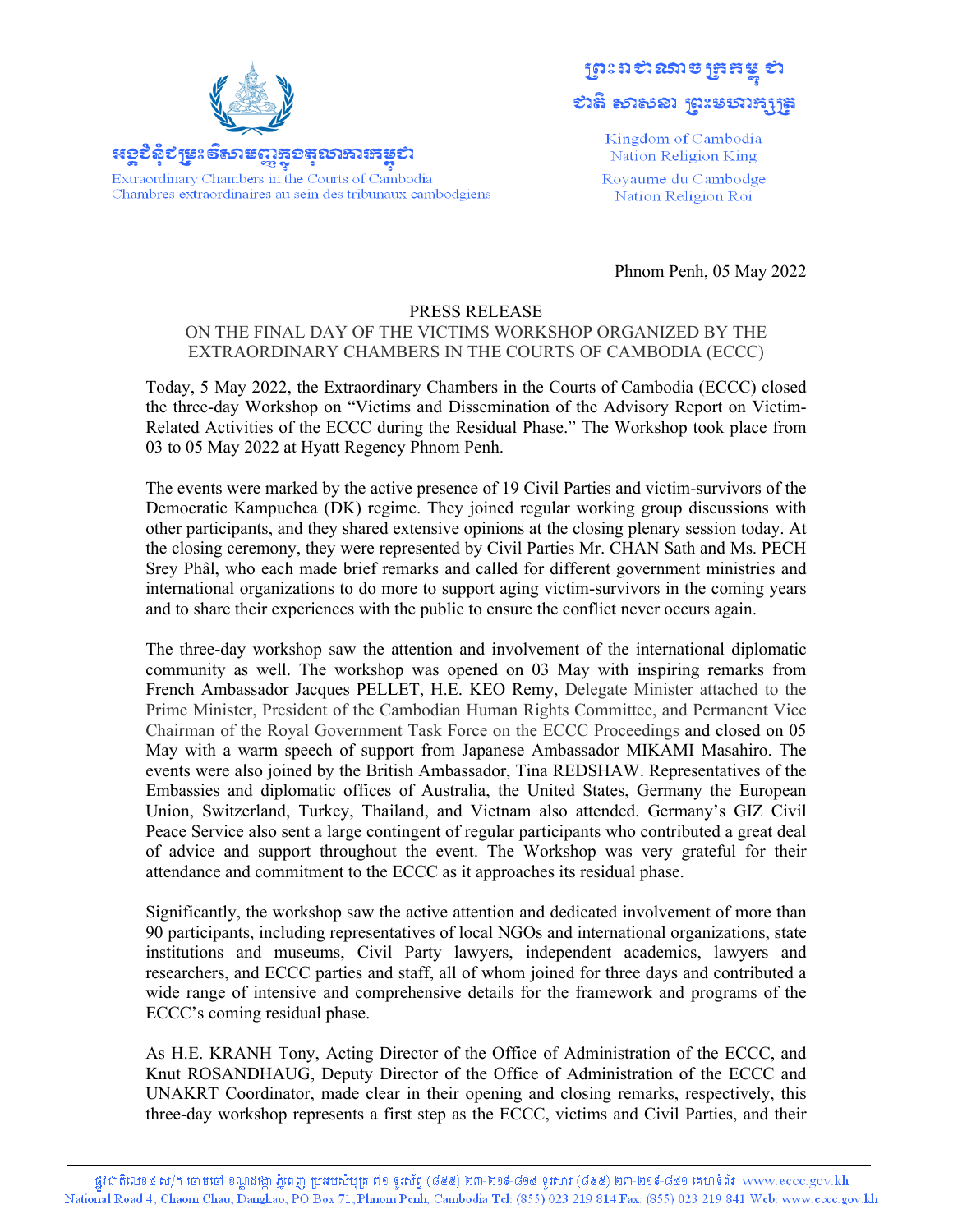អង្គជំនុំជម្រះវិសាមញ្ញក្នុងតុលាការកម្ពុជា
Extraordinary Chambers in the Courts of Cambodia
Chambres extraordinaires au sein des tribunaux cambodgiens

ព្រះរាជាណាចក្រកម្ពុជា
ជាតិ សាសនា ព្រះមហាក្សត្រ

Kingdom of Cambodia
Nation Religion King
Royaume du Cambodge
Nation Religion Roi

Phnom Penh, 05 May 2022

# PRESS RELEASE

## ON THE FINAL DAY OF THE VICTIMS WORKSHOP ORGANIZED BY THE EXTRAORDINARY CHAMBERS IN THE COURTS OF CAMBODIA (ECCC)

Today, 5 May 2022, the Extraordinary Chambers in the Courts of Cambodia (ECCC) closed the three-day Workshop on "Victims and Dissemination of the Advisory Report on Victim-Related Activities of the ECCC during the Residual Phase." The Workshop took place from 03 to 05 May 2022 at Hyatt Regency Phnom Penh.

The events were marked by the active presence of 19 Civil Parties and victim-survivors of the Democratic Kampuchea (DK) regime. They joined regular working group discussions with other participants, and they shared extensive opinions at the closing plenary session today. At the closing ceremony, they were represented by Civil Parties Mr. CHAN Sath and Ms. PECH Srey Phâl, who each made brief remarks and called for different government ministries and international organizations to do more to support aging victim-survivors in the coming years and to share their experiences with the public to ensure the conflict never occurs again.

The three-day workshop saw the attention and involvement of the international diplomatic community as well. The workshop was opened on 03 May with inspiring remarks from French Ambassador Jacques PELLET, H.E. KEO Remy, Delegate Minister attached to the Prime Minister, President of the Cambodian Human Rights Committee, and Permanent Vice Chairman of the Royal Government Task Force on the ECCC Proceedings and closed on 05 May with a warm speech of support from Japanese Ambassador MIKAMI Masahiro. The events were also joined by the British Ambassador, Tina REDSHAW. Representatives of the Embassies and diplomatic offices of Australia, the United States, Germany the European Union, Switzerland, Turkey, Thailand, and Vietnam also attended. Germany's GIZ Civil Peace Service also sent a large contingent of regular participants who contributed a great deal of advice and support throughout the event. The Workshop was very grateful for their attendance and commitment to the ECCC as it approaches its residual phase.

Significantly, the workshop saw the active attention and dedicated involvement of more than 90 participants, including representatives of local NGOs and international organizations, state institutions and museums, Civil Party lawyers, independent academics, lawyers and researchers, and ECCC parties and staff, all of whom joined for three days and contributed a wide range of intensive and comprehensive details for the framework and programs of the ECCC's coming residual phase.

As H.E. KRANH Tony, Acting Director of the Office of Administration of the ECCC, and Knut ROSANDHAUG, Deputy Director of the Office of Administration of the ECCC and UNAKRT Coordinator, made clear in their opening and closing remarks, respectively, this three-day workshop represents a first step as the ECCC, victims and Civil Parties, and their

ផ្លូវជាតិលេខ៤ ស/ក ចោមចៅ ខណ្ឌដង្កោ ភ្នំពេញ ប្រអប់សំបុត្រ ៧១ ទូរស័ព្ទ (៨៥៥) ០២៣-២១៩-៨១៤ ទូរសារ (៨៥៥) ០២៣-២១៩-៨៤១ គេហទំព័រ www.eccc.gov.kh
National Road 4, Chaom Chau, Dangkao, PO Box 71, Phnom Penh, Cambodia Tel: (855) 023 219 814 Fax: (855) 023 219 841 Web: www.eccc.gov.kh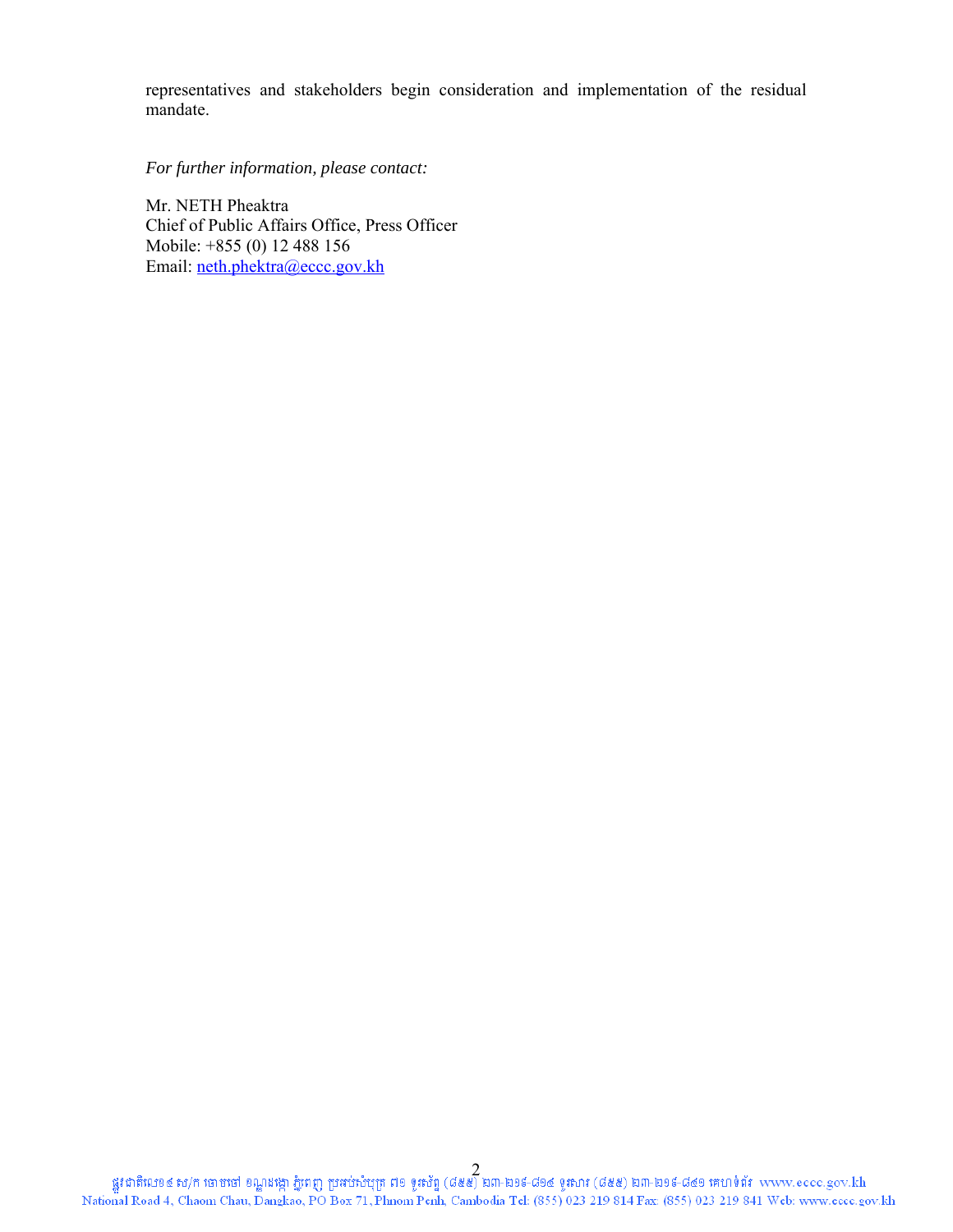representatives and stakeholders begin consideration and implementation of the residual mandate.

*For further information, please contact:*

Mr. NETH Pheaktra
Chief of Public Affairs Office, Press Officer
Mobile: +855 (0) 12 488 156
Email: neth.phektra@eccc.gov.kh